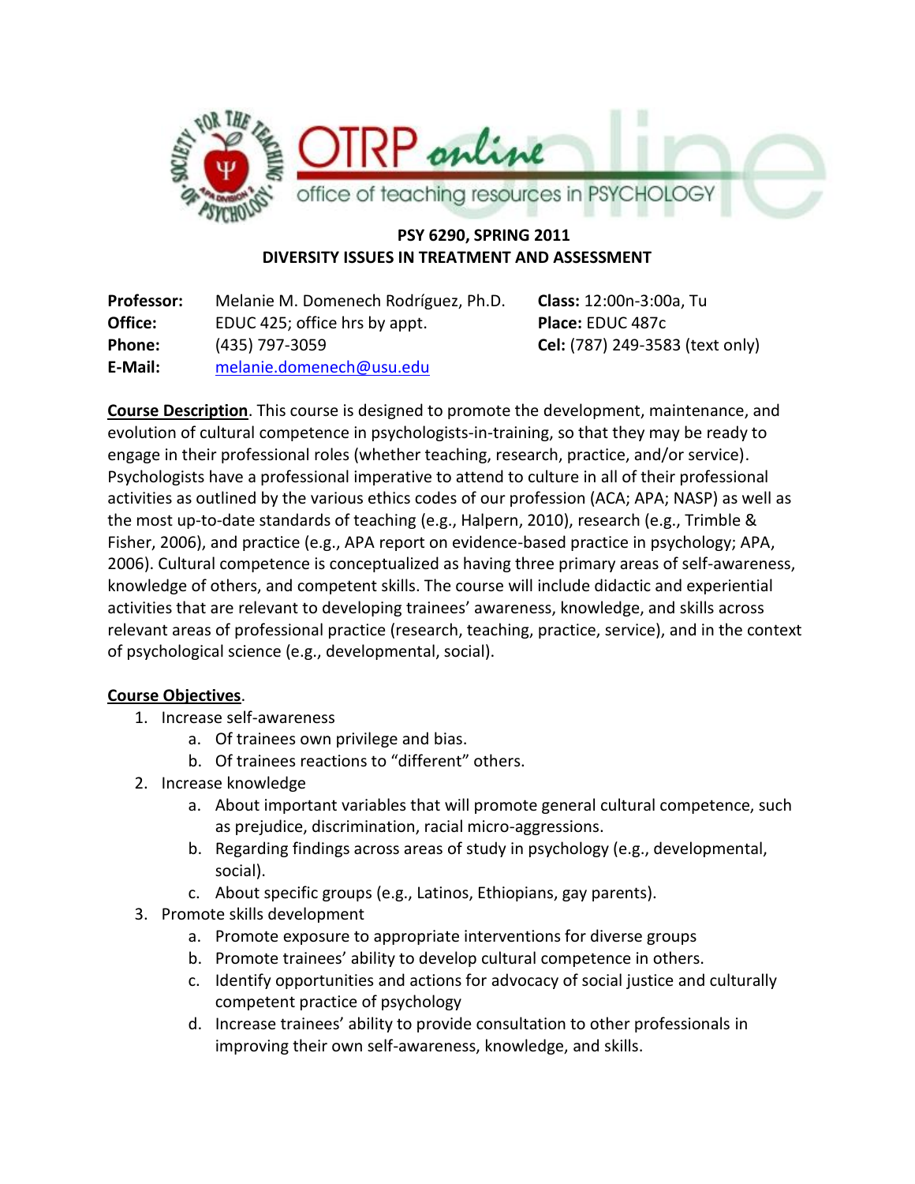**PSY 6290, SPRING 2011**
**DIVERSITY ISSUES IN TREATMENT AND ASSESSMENT**

| | | |
|---|---|---|
| **Professor:** | Melanie M. Domenech Rodríguez, Ph.D. | **Class:** 12:00n-3:00a, Tu |
| **Office:** | EDUC 425; office hrs by appt. | **Place:** EDUC 487c |
| **Phone:** | (435) 797-3059 | **Cel:** (787) 249-3583 (text only) |
| **E-Mail:** | melanie.domenech@usu.edu | |

**Course Description**. This course is designed to promote the development, maintenance, and evolution of cultural competence in psychologists-in-training, so that they may be ready to engage in their professional roles (whether teaching, research, practice, and/or service). Psychologists have a professional imperative to attend to culture in all of their professional activities as outlined by the various ethics codes of our profession (ACA; APA; NASP) as well as the most up-to-date standards of teaching (e.g., Halpern, 2010), research (e.g., Trimble & Fisher, 2006), and practice (e.g., APA report on evidence-based practice in psychology; APA, 2006). Cultural competence is conceptualized as having three primary areas of self-awareness, knowledge of others, and competent skills. The course will include didactic and experiential activities that are relevant to developing trainees' awareness, knowledge, and skills across relevant areas of professional practice (research, teaching, practice, service), and in the context of psychological science (e.g., developmental, social).

**Course Objectives**.

1. Increase self-awareness
   a. Of trainees own privilege and bias.
   b. Of trainees reactions to "different" others.
2. Increase knowledge
   a. About important variables that will promote general cultural competence, such as prejudice, discrimination, racial micro-aggressions.
   b. Regarding findings across areas of study in psychology (e.g., developmental, social).
   c. About specific groups (e.g., Latinos, Ethiopians, gay parents).
3. Promote skills development
   a. Promote exposure to appropriate interventions for diverse groups
   b. Promote trainees' ability to develop cultural competence in others.
   c. Identify opportunities and actions for advocacy of social justice and culturally competent practice of psychology
   d. Increase trainees' ability to provide consultation to other professionals in improving their own self-awareness, knowledge, and skills.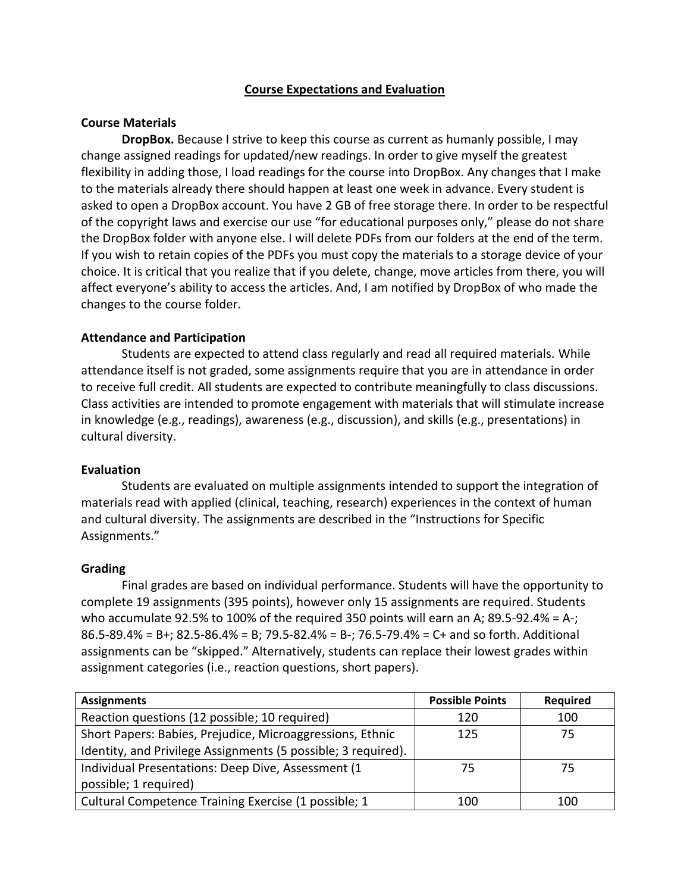## Course Expectations and Evaluation

### Course Materials

**DropBox.** Because I strive to keep this course as current as humanly possible, I may change assigned readings for updated/new readings. In order to give myself the greatest flexibility in adding those, I load readings for the course into DropBox. Any changes that I make to the materials already there should happen at least one week in advance. Every student is asked to open a DropBox account. You have 2 GB of free storage there. In order to be respectful of the copyright laws and exercise our use "for educational purposes only," please do not share the DropBox folder with anyone else. I will delete PDFs from our folders at the end of the term. If you wish to retain copies of the PDFs you must copy the materials to a storage device of your choice. It is critical that you realize that if you delete, change, move articles from there, you will affect everyone's ability to access the articles. And, I am notified by DropBox of who made the changes to the course folder.

### Attendance and Participation

Students are expected to attend class regularly and read all required materials. While attendance itself is not graded, some assignments require that you are in attendance in order to receive full credit. All students are expected to contribute meaningfully to class discussions. Class activities are intended to promote engagement with materials that will stimulate increase in knowledge (e.g., readings), awareness (e.g., discussion), and skills (e.g., presentations) in cultural diversity.

### Evaluation

Students are evaluated on multiple assignments intended to support the integration of materials read with applied (clinical, teaching, research) experiences in the context of human and cultural diversity. The assignments are described in the "Instructions for Specific Assignments."

### Grading

Final grades are based on individual performance. Students will have the opportunity to complete 19 assignments (395 points), however only 15 assignments are required. Students who accumulate 92.5% to 100% of the required 350 points will earn an A; 89.5-92.4% = A-; 86.5-89.4% = B+; 82.5-86.4% = B; 79.5-82.4% = B-; 76.5-79.4% = C+ and so forth. Additional assignments can be "skipped." Alternatively, students can replace their lowest grades within assignment categories (i.e., reaction questions, short papers).

| Assignments | Possible Points | Required |
|---|---|---|
| Reaction questions (12 possible; 10 required) | 120 | 100 |
| Short Papers: Babies, Prejudice, Microaggressions, Ethnic Identity, and Privilege Assignments (5 possible; 3 required). | 125 | 75 |
| Individual Presentations: Deep Dive, Assessment (1 possible; 1 required) | 75 | 75 |
| Cultural Competence Training Exercise (1 possible; 1 | 100 | 100 |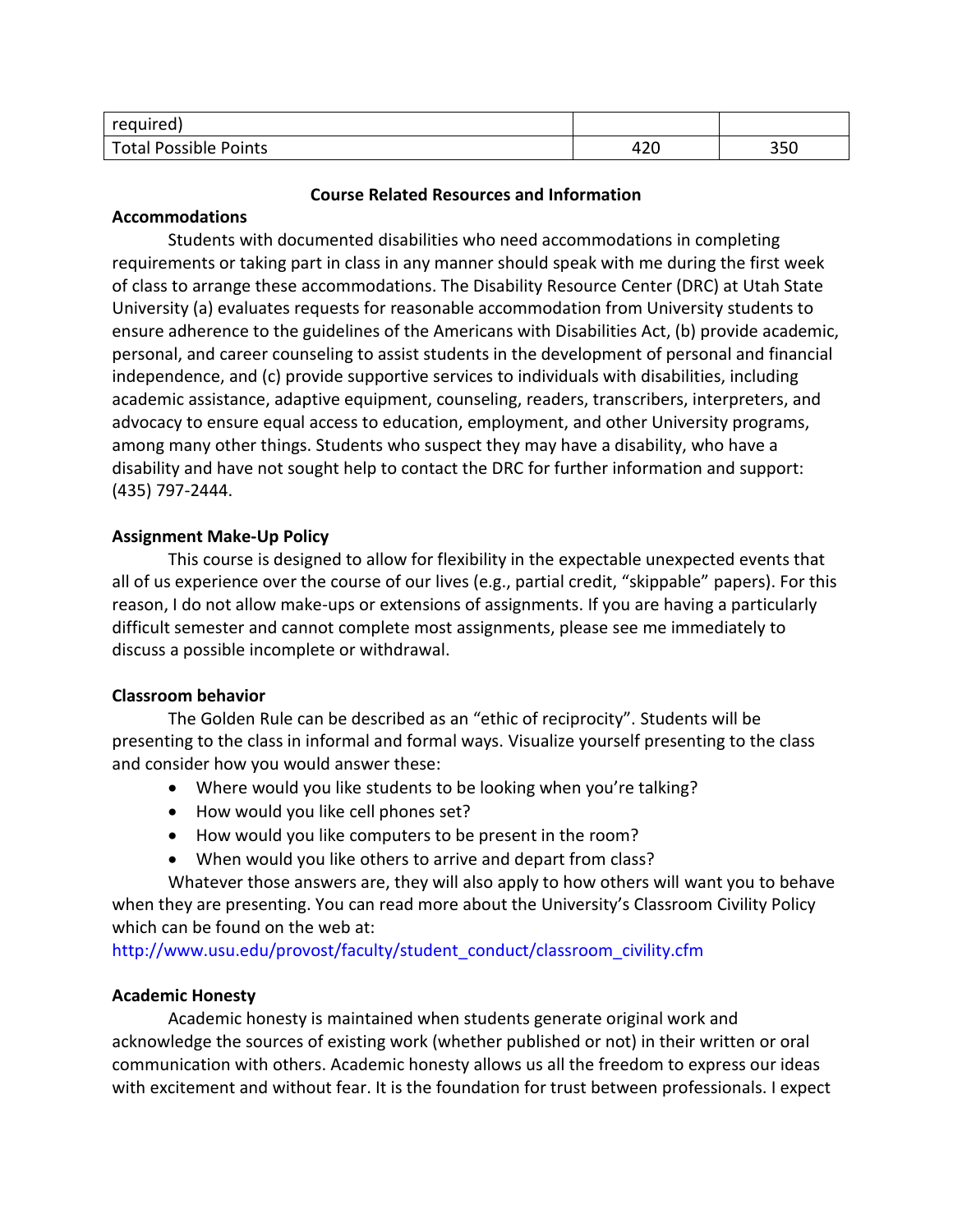| required) | | |
|---|---|---|
| Total Possible Points | 420 | 350 |

**Course Related Resources and Information**

**Accommodations**

Students with documented disabilities who need accommodations in completing requirements or taking part in class in any manner should speak with me during the first week of class to arrange these accommodations. The Disability Resource Center (DRC) at Utah State University (a) evaluates requests for reasonable accommodation from University students to ensure adherence to the guidelines of the Americans with Disabilities Act, (b) provide academic, personal, and career counseling to assist students in the development of personal and financial independence, and (c) provide supportive services to individuals with disabilities, including academic assistance, adaptive equipment, counseling, readers, transcribers, interpreters, and advocacy to ensure equal access to education, employment, and other University programs, among many other things. Students who suspect they may have a disability, who have a disability and have not sought help to contact the DRC for further information and support: (435) 797-2444.

**Assignment Make-Up Policy**

This course is designed to allow for flexibility in the expectable unexpected events that all of us experience over the course of our lives (e.g., partial credit, "skippable" papers). For this reason, I do not allow make-ups or extensions of assignments. If you are having a particularly difficult semester and cannot complete most assignments, please see me immediately to discuss a possible incomplete or withdrawal.

**Classroom behavior**

The Golden Rule can be described as an "ethic of reciprocity". Students will be presenting to the class in informal and formal ways. Visualize yourself presenting to the class and consider how you would answer these:

- Where would you like students to be looking when you're talking?
- How would you like cell phones set?
- How would you like computers to be present in the room?
- When would you like others to arrive and depart from class?

Whatever those answers are, they will also apply to how others will want you to behave when they are presenting. You can read more about the University's Classroom Civility Policy which can be found on the web at:
http://www.usu.edu/provost/faculty/student_conduct/classroom_civility.cfm

**Academic Honesty**

Academic honesty is maintained when students generate original work and acknowledge the sources of existing work (whether published or not) in their written or oral communication with others. Academic honesty allows us all the freedom to express our ideas with excitement and without fear. It is the foundation for trust between professionals. I expect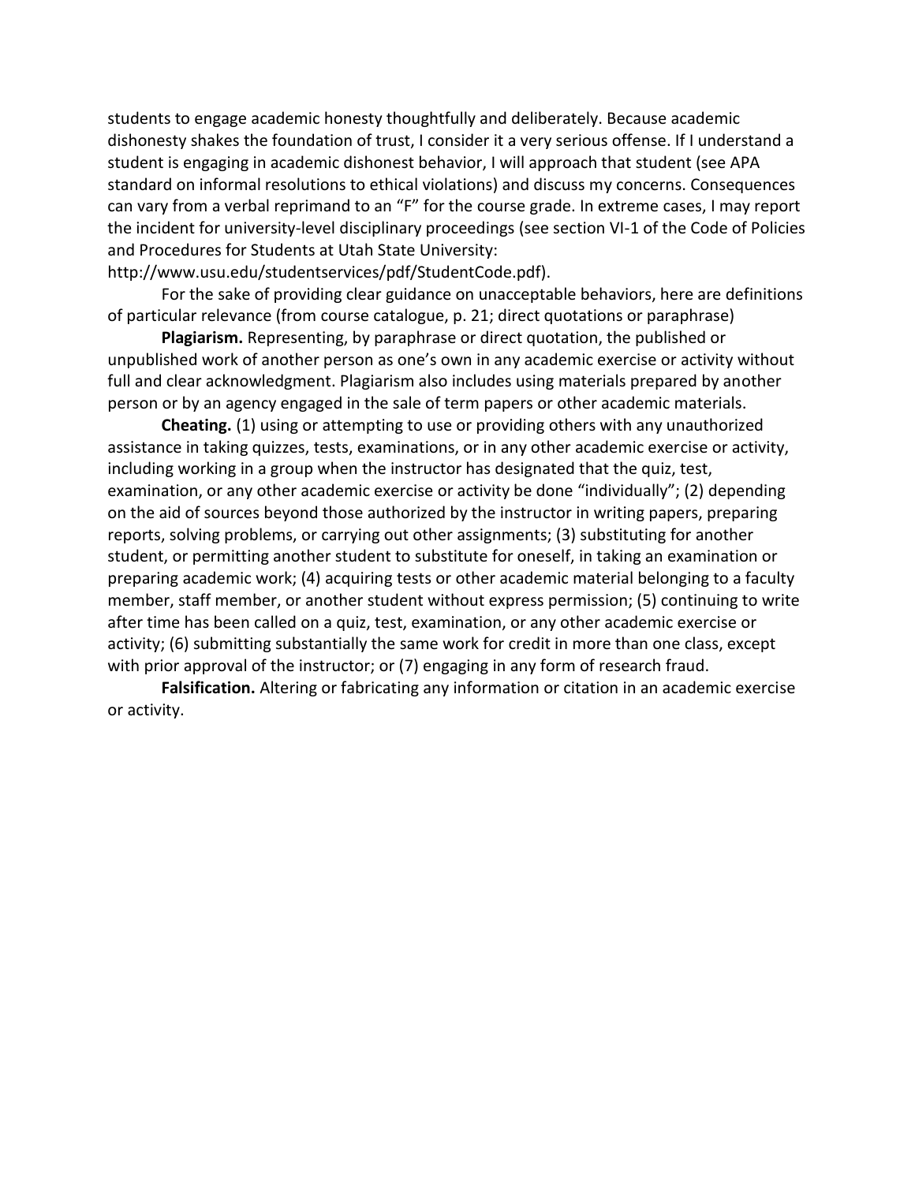students to engage academic honesty thoughtfully and deliberately. Because academic dishonesty shakes the foundation of trust, I consider it a very serious offense. If I understand a student is engaging in academic dishonest behavior, I will approach that student (see APA standard on informal resolutions to ethical violations) and discuss my concerns. Consequences can vary from a verbal reprimand to an "F" for the course grade. In extreme cases, I may report the incident for university-level disciplinary proceedings (see section VI-1 of the Code of Policies and Procedures for Students at Utah State University: http://www.usu.edu/studentservices/pdf/StudentCode.pdf).

For the sake of providing clear guidance on unacceptable behaviors, here are definitions of particular relevance (from course catalogue, p. 21; direct quotations or paraphrase)

**Plagiarism.** Representing, by paraphrase or direct quotation, the published or unpublished work of another person as one's own in any academic exercise or activity without full and clear acknowledgment. Plagiarism also includes using materials prepared by another person or by an agency engaged in the sale of term papers or other academic materials.

**Cheating.** (1) using or attempting to use or providing others with any unauthorized assistance in taking quizzes, tests, examinations, or in any other academic exercise or activity, including working in a group when the instructor has designated that the quiz, test, examination, or any other academic exercise or activity be done "individually"; (2) depending on the aid of sources beyond those authorized by the instructor in writing papers, preparing reports, solving problems, or carrying out other assignments; (3) substituting for another student, or permitting another student to substitute for oneself, in taking an examination or preparing academic work; (4) acquiring tests or other academic material belonging to a faculty member, staff member, or another student without express permission; (5) continuing to write after time has been called on a quiz, test, examination, or any other academic exercise or activity; (6) submitting substantially the same work for credit in more than one class, except with prior approval of the instructor; or (7) engaging in any form of research fraud.

**Falsification.** Altering or fabricating any information or citation in an academic exercise or activity.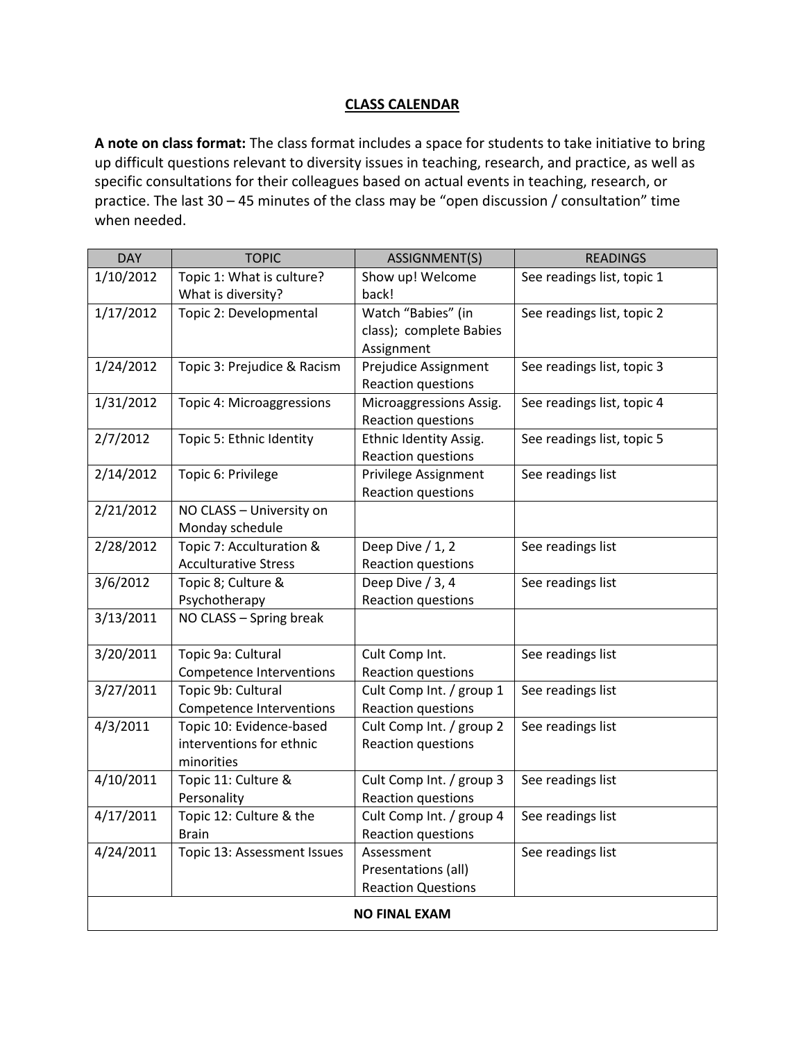## CLASS CALENDAR

**A note on class format:** The class format includes a space for students to take initiative to bring up difficult questions relevant to diversity issues in teaching, research, and practice, as well as specific consultations for their colleagues based on actual events in teaching, research, or practice. The last 30 – 45 minutes of the class may be "open discussion / consultation" time when needed.

| DAY | TOPIC | ASSIGNMENT(S) | READINGS |
|---|---|---|---|
| 1/10/2012 | Topic 1: What is culture? What is diversity? | Show up! Welcome back! | See readings list, topic 1 |
| 1/17/2012 | Topic 2: Developmental | Watch "Babies" (in class); complete Babies Assignment | See readings list, topic 2 |
| 1/24/2012 | Topic 3: Prejudice & Racism | Prejudice Assignment Reaction questions | See readings list, topic 3 |
| 1/31/2012 | Topic 4: Microaggressions | Microaggressions Assig. Reaction questions | See readings list, topic 4 |
| 2/7/2012 | Topic 5: Ethnic Identity | Ethnic Identity Assig. Reaction questions | See readings list, topic 5 |
| 2/14/2012 | Topic 6: Privilege | Privilege Assignment Reaction questions | See readings list |
| 2/21/2012 | NO CLASS – University on Monday schedule | | |
| 2/28/2012 | Topic 7: Acculturation & Acculturative Stress | Deep Dive / 1, 2 Reaction questions | See readings list |
| 3/6/2012 | Topic 8; Culture & Psychotherapy | Deep Dive / 3, 4 Reaction questions | See readings list |
| 3/13/2011 | NO CLASS – Spring break | | |
| 3/20/2011 | Topic 9a: Cultural Competence Interventions | Cult Comp Int. Reaction questions | See readings list |
| 3/27/2011 | Topic 9b: Cultural Competence Interventions | Cult Comp Int. / group 1 Reaction questions | See readings list |
| 4/3/2011 | Topic 10: Evidence-based interventions for ethnic minorities | Cult Comp Int. / group 2 Reaction questions | See readings list |
| 4/10/2011 | Topic 11: Culture & Personality | Cult Comp Int. / group 3 Reaction questions | See readings list |
| 4/17/2011 | Topic 12: Culture & the Brain | Cult Comp Int. / group 4 Reaction questions | See readings list |
| 4/24/2011 | Topic 13: Assessment Issues | Assessment Presentations (all) Reaction Questions | See readings list |
| **NO FINAL EXAM** | | | |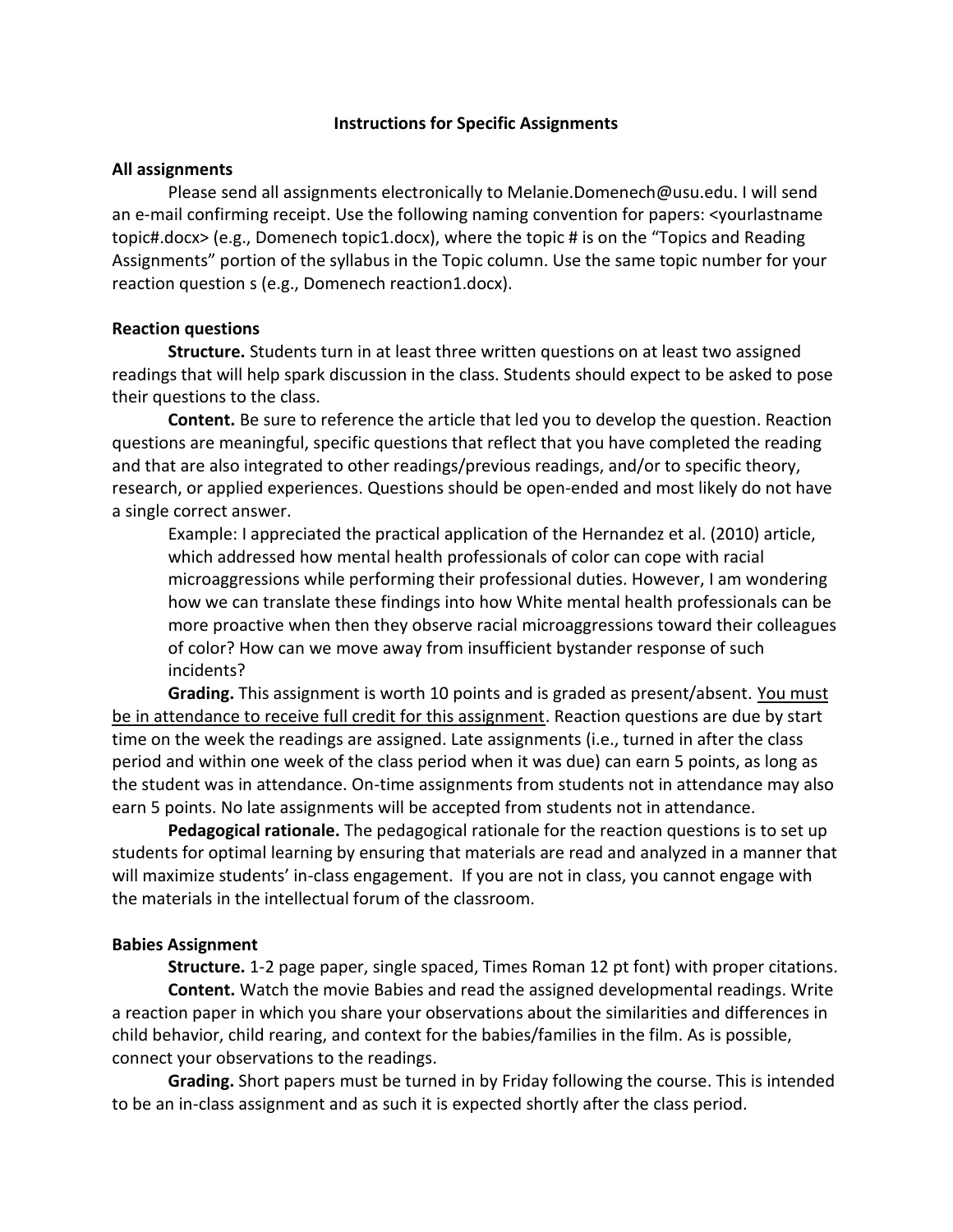## Instructions for Specific Assignments

### All assignments

Please send all assignments electronically to Melanie.Domenech@usu.edu. I will send an e-mail confirming receipt. Use the following naming convention for papers: <yourlastname topic#.docx> (e.g., Domenech topic1.docx), where the topic # is on the "Topics and Reading Assignments" portion of the syllabus in the Topic column. Use the same topic number for your reaction question s (e.g., Domenech reaction1.docx).

### Reaction questions

**Structure.** Students turn in at least three written questions on at least two assigned readings that will help spark discussion in the class. Students should expect to be asked to pose their questions to the class.

**Content.** Be sure to reference the article that led you to develop the question. Reaction questions are meaningful, specific questions that reflect that you have completed the reading and that are also integrated to other readings/previous readings, and/or to specific theory, research, or applied experiences. Questions should be open-ended and most likely do not have a single correct answer.

> Example: I appreciated the practical application of the Hernandez et al. (2010) article, which addressed how mental health professionals of color can cope with racial microaggressions while performing their professional duties. However, I am wondering how we can translate these findings into how White mental health professionals can be more proactive when then they observe racial microaggressions toward their colleagues of color? How can we move away from insufficient bystander response of such incidents?

**Grading.** This assignment is worth 10 points and is graded as present/absent. <u>You must be in attendance to receive full credit for this assignment</u>. Reaction questions are due by start time on the week the readings are assigned. Late assignments (i.e., turned in after the class period and within one week of the class period when it was due) can earn 5 points, as long as the student was in attendance. On-time assignments from students not in attendance may also earn 5 points. No late assignments will be accepted from students not in attendance.

**Pedagogical rationale.** The pedagogical rationale for the reaction questions is to set up students for optimal learning by ensuring that materials are read and analyzed in a manner that will maximize students' in-class engagement. If you are not in class, you cannot engage with the materials in the intellectual forum of the classroom.

### Babies Assignment

**Structure.** 1-2 page paper, single spaced, Times Roman 12 pt font) with proper citations.

**Content.** Watch the movie Babies and read the assigned developmental readings. Write a reaction paper in which you share your observations about the similarities and differences in child behavior, child rearing, and context for the babies/families in the film. As is possible, connect your observations to the readings.

**Grading.** Short papers must be turned in by Friday following the course. This is intended to be an in-class assignment and as such it is expected shortly after the class period.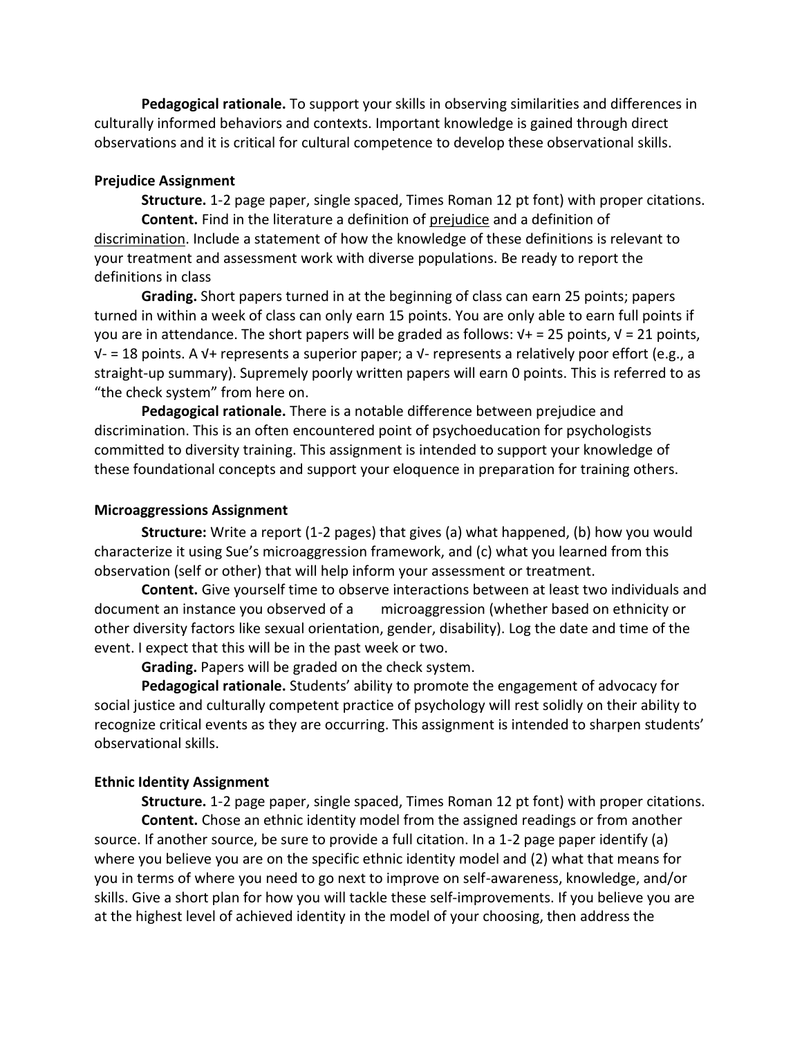**Pedagogical rationale.** To support your skills in observing similarities and differences in culturally informed behaviors and contexts. Important knowledge is gained through direct observations and it is critical for cultural competence to develop these observational skills.

**Prejudice Assignment**

**Structure.** 1-2 page paper, single spaced, Times Roman 12 pt font) with proper citations.

**Content.** Find in the literature a definition of prejudice and a definition of discrimination. Include a statement of how the knowledge of these definitions is relevant to your treatment and assessment work with diverse populations. Be ready to report the definitions in class

**Grading.** Short papers turned in at the beginning of class can earn 25 points; papers turned in within a week of class can only earn 15 points. You are only able to earn full points if you are in attendance. The short papers will be graded as follows: √+ = 25 points, √ = 21 points, √- = 18 points. A √+ represents a superior paper; a √- represents a relatively poor effort (e.g., a straight-up summary). Supremely poorly written papers will earn 0 points. This is referred to as "the check system" from here on.

**Pedagogical rationale.** There is a notable difference between prejudice and discrimination. This is an often encountered point of psychoeducation for psychologists committed to diversity training. This assignment is intended to support your knowledge of these foundational concepts and support your eloquence in preparation for training others.

**Microaggressions Assignment**

**Structure:** Write a report (1-2 pages) that gives (a) what happened, (b) how you would characterize it using Sue's microaggression framework, and (c) what you learned from this observation (self or other) that will help inform your assessment or treatment.

**Content.** Give yourself time to observe interactions between at least two individuals and document an instance you observed of a microaggression (whether based on ethnicity or other diversity factors like sexual orientation, gender, disability). Log the date and time of the event. I expect that this will be in the past week or two.

**Grading.** Papers will be graded on the check system.

**Pedagogical rationale.** Students' ability to promote the engagement of advocacy for social justice and culturally competent practice of psychology will rest solidly on their ability to recognize critical events as they are occurring. This assignment is intended to sharpen students' observational skills.

**Ethnic Identity Assignment**

**Structure.** 1-2 page paper, single spaced, Times Roman 12 pt font) with proper citations.

**Content.** Chose an ethnic identity model from the assigned readings or from another source. If another source, be sure to provide a full citation. In a 1-2 page paper identify (a) where you believe you are on the specific ethnic identity model and (2) what that means for you in terms of where you need to go next to improve on self-awareness, knowledge, and/or skills. Give a short plan for how you will tackle these self-improvements. If you believe you are at the highest level of achieved identity in the model of your choosing, then address the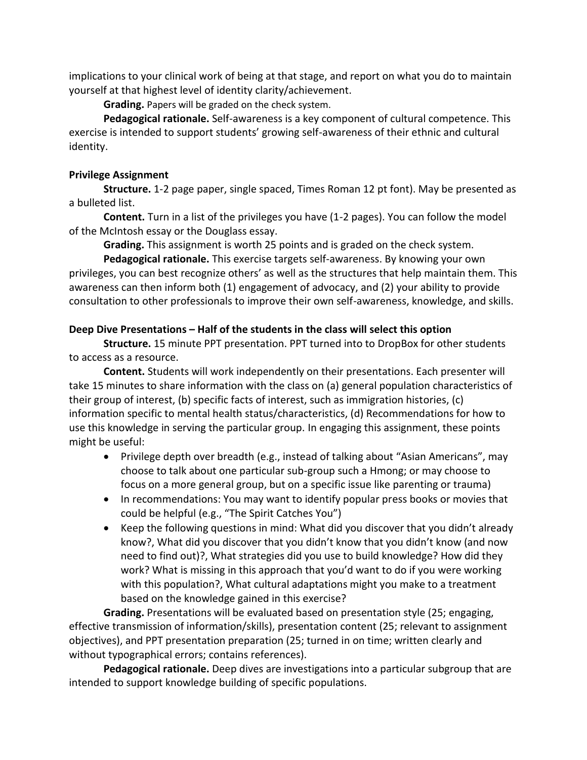implications to your clinical work of being at that stage, and report on what you do to maintain yourself at that highest level of identity clarity/achievement.

**Grading.** Papers will be graded on the check system.

**Pedagogical rationale.** Self-awareness is a key component of cultural competence. This exercise is intended to support students' growing self-awareness of their ethnic and cultural identity.

**Privilege Assignment**

**Structure.** 1-2 page paper, single spaced, Times Roman 12 pt font). May be presented as a bulleted list.

**Content.** Turn in a list of the privileges you have (1-2 pages). You can follow the model of the McIntosh essay or the Douglass essay.

**Grading.** This assignment is worth 25 points and is graded on the check system.

**Pedagogical rationale.** This exercise targets self-awareness. By knowing your own privileges, you can best recognize others' as well as the structures that help maintain them. This awareness can then inform both (1) engagement of advocacy, and (2) your ability to provide consultation to other professionals to improve their own self-awareness, knowledge, and skills.

**Deep Dive Presentations – Half of the students in the class will select this option**

**Structure.** 15 minute PPT presentation. PPT turned into to DropBox for other students to access as a resource.

**Content.** Students will work independently on their presentations. Each presenter will take 15 minutes to share information with the class on (a) general population characteristics of their group of interest, (b) specific facts of interest, such as immigration histories, (c) information specific to mental health status/characteristics, (d) Recommendations for how to use this knowledge in serving the particular group. In engaging this assignment, these points might be useful:

- Privilege depth over breadth (e.g., instead of talking about "Asian Americans", may choose to talk about one particular sub-group such a Hmong; or may choose to focus on a more general group, but on a specific issue like parenting or trauma)
- In recommendations: You may want to identify popular press books or movies that could be helpful (e.g., "The Spirit Catches You")
- Keep the following questions in mind: What did you discover that you didn't already know?, What did you discover that you didn't know that you didn't know (and now need to find out)?, What strategies did you use to build knowledge? How did they work? What is missing in this approach that you'd want to do if you were working with this population?, What cultural adaptations might you make to a treatment based on the knowledge gained in this exercise?

**Grading.** Presentations will be evaluated based on presentation style (25; engaging, effective transmission of information/skills), presentation content (25; relevant to assignment objectives), and PPT presentation preparation (25; turned in on time; written clearly and without typographical errors; contains references).

**Pedagogical rationale.** Deep dives are investigations into a particular subgroup that are intended to support knowledge building of specific populations.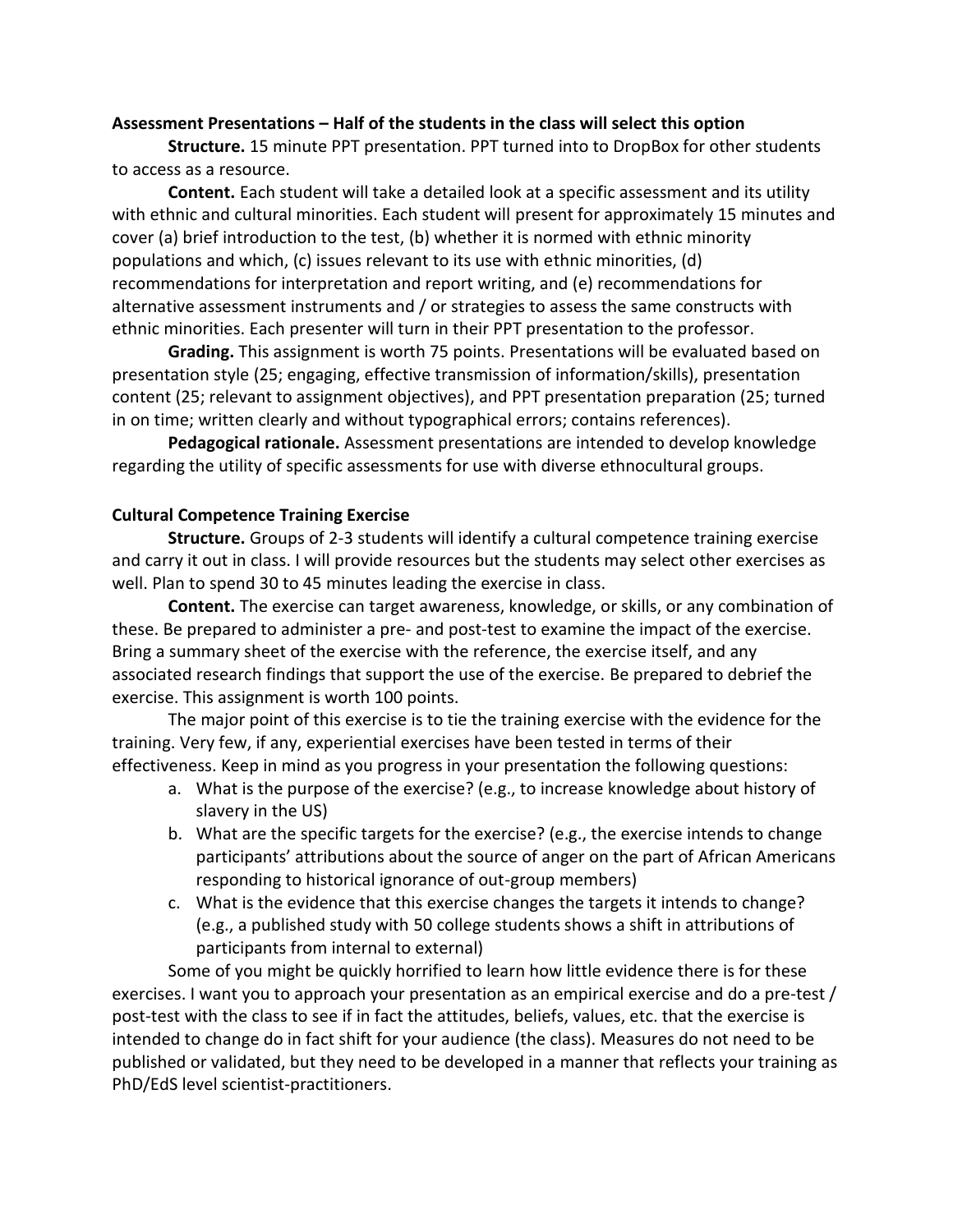**Assessment Presentations – Half of the students in the class will select this option**

**Structure.** 15 minute PPT presentation. PPT turned into to DropBox for other students to access as a resource.

**Content.** Each student will take a detailed look at a specific assessment and its utility with ethnic and cultural minorities. Each student will present for approximately 15 minutes and cover (a) brief introduction to the test, (b) whether it is normed with ethnic minority populations and which, (c) issues relevant to its use with ethnic minorities, (d) recommendations for interpretation and report writing, and (e) recommendations for alternative assessment instruments and / or strategies to assess the same constructs with ethnic minorities. Each presenter will turn in their PPT presentation to the professor.

**Grading.** This assignment is worth 75 points. Presentations will be evaluated based on presentation style (25; engaging, effective transmission of information/skills), presentation content (25; relevant to assignment objectives), and PPT presentation preparation (25; turned in on time; written clearly and without typographical errors; contains references).

**Pedagogical rationale.** Assessment presentations are intended to develop knowledge regarding the utility of specific assessments for use with diverse ethnocultural groups.

**Cultural Competence Training Exercise**

**Structure.** Groups of 2-3 students will identify a cultural competence training exercise and carry it out in class. I will provide resources but the students may select other exercises as well. Plan to spend 30 to 45 minutes leading the exercise in class.

**Content.** The exercise can target awareness, knowledge, or skills, or any combination of these. Be prepared to administer a pre- and post-test to examine the impact of the exercise. Bring a summary sheet of the exercise with the reference, the exercise itself, and any associated research findings that support the use of the exercise. Be prepared to debrief the exercise. This assignment is worth 100 points.

The major point of this exercise is to tie the training exercise with the evidence for the training. Very few, if any, experiential exercises have been tested in terms of their effectiveness. Keep in mind as you progress in your presentation the following questions:

a. What is the purpose of the exercise? (e.g., to increase knowledge about history of slavery in the US)
b. What are the specific targets for the exercise? (e.g., the exercise intends to change participants' attributions about the source of anger on the part of African Americans responding to historical ignorance of out-group members)
c. What is the evidence that this exercise changes the targets it intends to change? (e.g., a published study with 50 college students shows a shift in attributions of participants from internal to external)

Some of you might be quickly horrified to learn how little evidence there is for these exercises. I want you to approach your presentation as an empirical exercise and do a pre-test / post-test with the class to see if in fact the attitudes, beliefs, values, etc. that the exercise is intended to change do in fact shift for your audience (the class). Measures do not need to be published or validated, but they need to be developed in a manner that reflects your training as PhD/EdS level scientist-practitioners.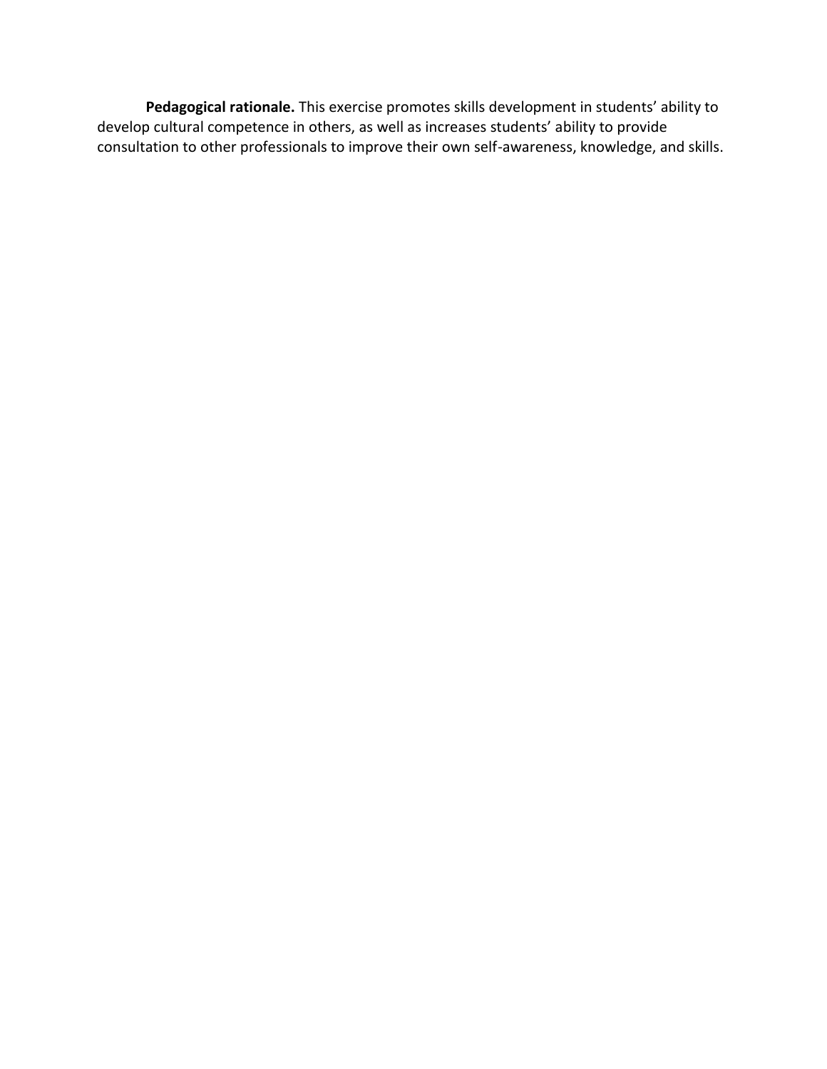**Pedagogical rationale.** This exercise promotes skills development in students' ability to develop cultural competence in others, as well as increases students' ability to provide consultation to other professionals to improve their own self-awareness, knowledge, and skills.